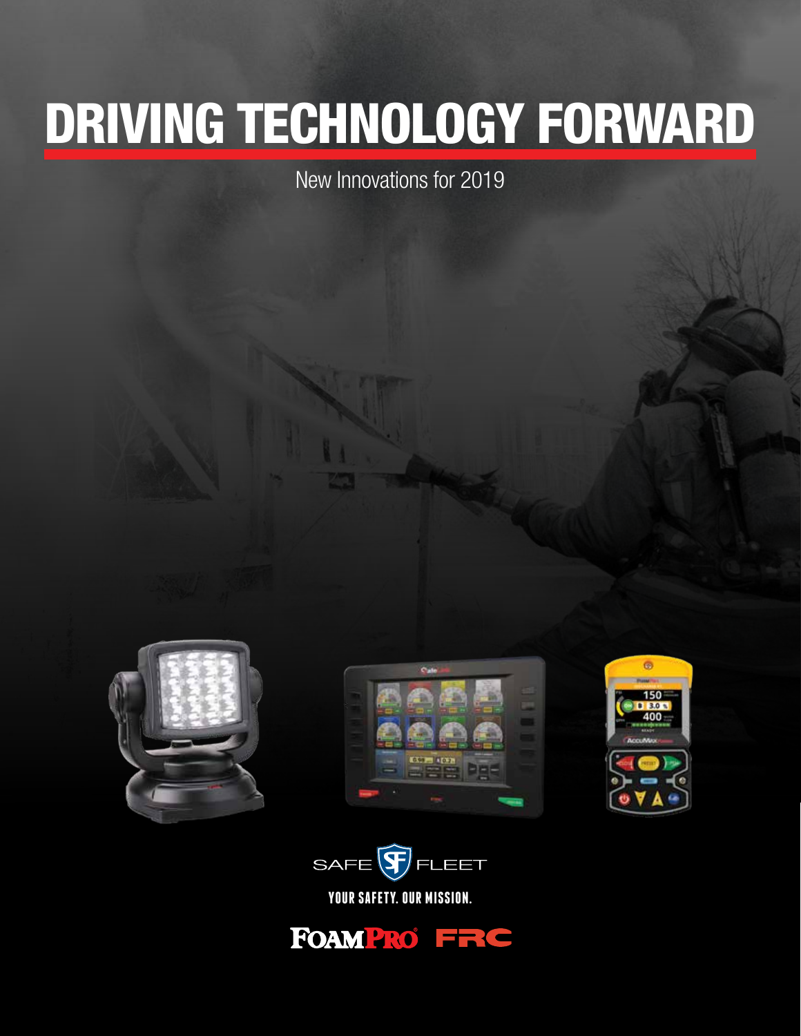# DRIVING TECHNOLOGY FORWARD

New Innovations for 2019

SAFE FLEET

YOUR SAFETY. OUR MISSION.

FOAMPRO® FRC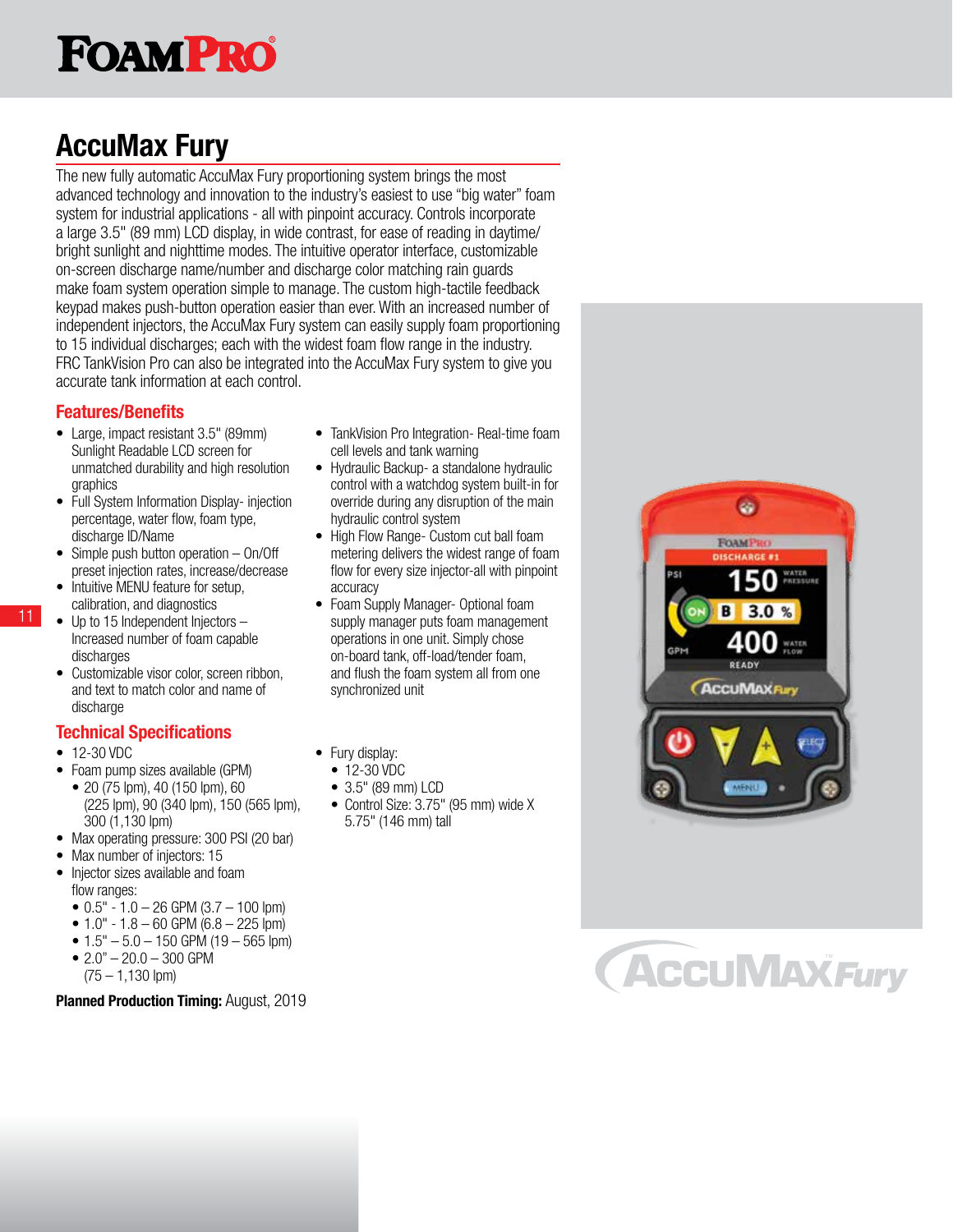# FoamPro

## AccuMax Fury

The new fully automatic AccuMax Fury proportioning system brings the most advanced technology and innovation to the industry's easiest to use "big water" foam system for industrial applications - all with pinpoint accuracy. Controls incorporate a large 3.5" (89 mm) LCD display, in wide contrast, for ease of reading in daytime/ bright sunlight and nighttime modes. The intuitive operator interface, customizable on-screen discharge name/number and discharge color matching rain guards make foam system operation simple to manage. The custom high-tactile feedback keypad makes push-button operation easier than ever. With an increased number of independent injectors, the AccuMax Fury system can easily supply foam proportioning to 15 individual discharges; each with the widest foam flow range in the industry. FRC TankVision Pro can also be integrated into the AccuMax Fury system to give you accurate tank information at each control.

### Features/Benefits

- Large, impact resistant 3.5" (89mm) Sunlight Readable LCD screen for unmatched durability and high resolution graphics
- Full System Information Display- injection percentage, water flow, foam type, discharge ID/Name
- Simple push button operation – On/Off preset injection rates, increase/decrease
- Intuitive MENU feature for setup, calibration, and diagnostics
- Up to 15 Independent Injectors – Increased number of foam capable discharges
- Customizable visor color, screen ribbon, and text to match color and name of discharge
- TankVision Pro Integration- Real-time foam cell levels and tank warning
- Hydraulic Backup- a standalone hydraulic control with a watchdog system built-in for override during any disruption of the main hydraulic control system
- High Flow Range- Custom cut ball foam metering delivers the widest range of foam flow for every size injector-all with pinpoint accuracy
- Foam Supply Manager- Optional foam supply manager puts foam management operations in one unit. Simply chose on-board tank, off-load/tender foam, and flush the foam system all from one synchronized unit

### Technical Specifications

- 12-30 VDC
- Foam pump sizes available (GPM)
  - 20 (75 lpm), 40 (150 lpm), 60 (225 lpm), 90 (340 lpm), 150 (565 lpm), 300 (1,130 lpm)
- Max operating pressure: 300 PSI (20 bar)
- Max number of injectors: 15
- Injector sizes available and foam flow ranges:
  - 0.5" - 1.0 – 26 GPM (3.7 – 100 lpm)
  - 1.0" - 1.8 – 60 GPM (6.8 – 225 lpm)
  - 1.5" – 5.0 – 150 GPM (19 – 565 lpm)
  - 2.0" – 20.0 – 300 GPM (75 – 1,130 lpm)
- Fury display:
  - 12-30 VDC
  - 3.5" (89 mm) LCD
  - Control Size: 3.75" (95 mm) wide X 5.75" (146 mm) tall

**Planned Production Timing:** August, 2019

AccuMax Fury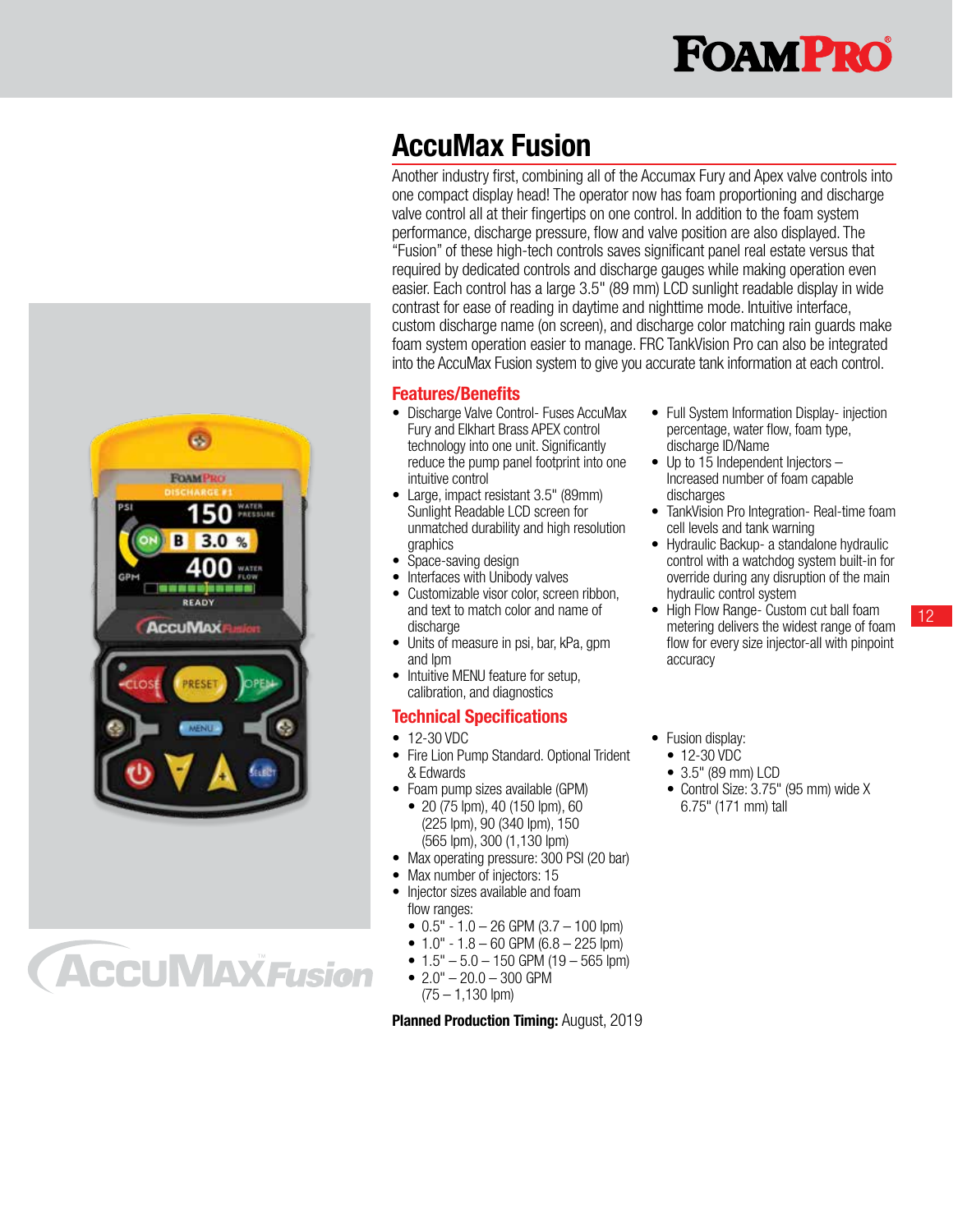# AccuMax Fusion

Another industry first, combining all of the Accumax Fury and Apex valve controls into one compact display head! The operator now has foam proportioning and discharge valve control all at their fingertips on one control. In addition to the foam system performance, discharge pressure, flow and valve position are also displayed. The "Fusion" of these high-tech controls saves significant panel real estate versus that required by dedicated controls and discharge gauges while making operation even easier. Each control has a large 3.5" (89 mm) LCD sunlight readable display in wide contrast for ease of reading in daytime and nighttime mode. Intuitive interface, custom discharge name (on screen), and discharge color matching rain guards make foam system operation easier to manage. FRC TankVision Pro can also be integrated into the AccuMax Fusion system to give you accurate tank information at each control.

## Features/Benefits

- Discharge Valve Control- Fuses AccuMax Fury and Elkhart Brass APEX control technology into one unit. Significantly reduce the pump panel footprint into one intuitive control
- Large, impact resistant 3.5" (89mm) Sunlight Readable LCD screen for unmatched durability and high resolution graphics
- Space-saving design
- Interfaces with Unibody valves
- Customizable visor color, screen ribbon, and text to match color and name of discharge
- Units of measure in psi, bar, kPa, gpm and lpm
- Intuitive MENU feature for setup, calibration, and diagnostics
- Full System Information Display- injection percentage, water flow, foam type, discharge ID/Name
- Up to 15 Independent Injectors – Increased number of foam capable discharges
- TankVision Pro Integration- Real-time foam cell levels and tank warning
- Hydraulic Backup- a standalone hydraulic control with a watchdog system built-in for override during any disruption of the main hydraulic control system
- High Flow Range- Custom cut ball foam metering delivers the widest range of foam flow for every size injector-all with pinpoint accuracy

## Technical Specifications

- 12-30 VDC
- Fire Lion Pump Standard. Optional Trident & Edwards
- Foam pump sizes available (GPM)
  - 20 (75 lpm), 40 (150 lpm), 60 (225 lpm), 90 (340 lpm), 150 (565 lpm), 300 (1,130 lpm)
- Max operating pressure: 300 PSI (20 bar)
- Max number of injectors: 15
- Injector sizes available and foam flow ranges:
  - 0.5" - 1.0 – 26 GPM (3.7 – 100 lpm)
  - 1.0" - 1.8 – 60 GPM (6.8 – 225 lpm)
  - 1.5" – 5.0 – 150 GPM (19 – 565 lpm)
  - 2.0" – 20.0 – 300 GPM (75 – 1,130 lpm)
- Fusion display:
  - 12-30 VDC
  - 3.5" (89 mm) LCD
  - Control Size: 3.75" (95 mm) wide X 6.75" (171 mm) tall

**Planned Production Timing:** August, 2019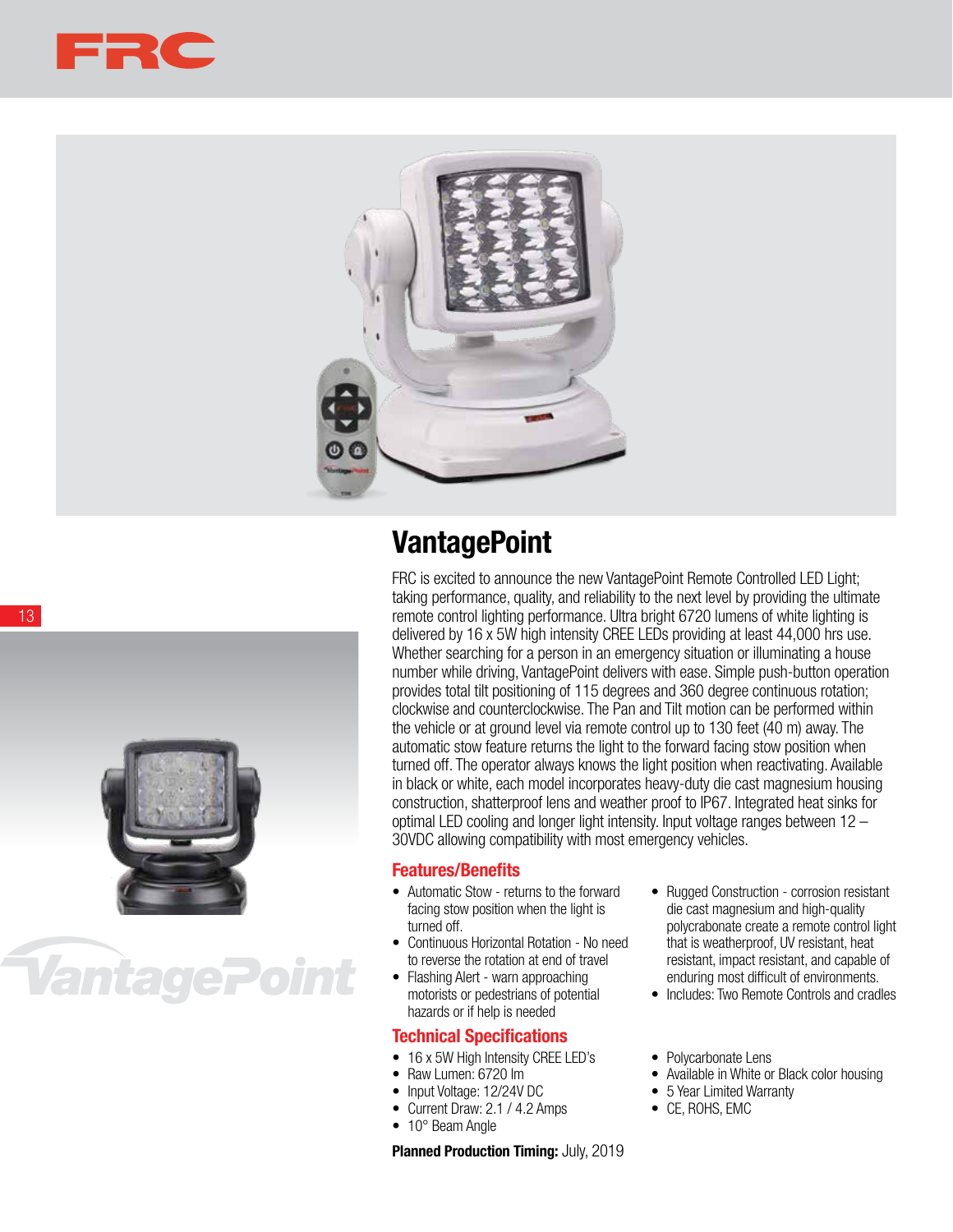# VantagePoint

FRC is excited to announce the new VantagePoint Remote Controlled LED Light; taking performance, quality, and reliability to the next level by providing the ultimate remote control lighting performance. Ultra bright 6720 lumens of white lighting is delivered by 16 x 5W high intensity CREE LEDs providing at least 44,000 hrs use. Whether searching for a person in an emergency situation or illuminating a house number while driving, VantagePoint delivers with ease. Simple push-button operation provides total tilt positioning of 115 degrees and 360 degree continuous rotation; clockwise and counterclockwise. The Pan and Tilt motion can be performed within the vehicle or at ground level via remote control up to 130 feet (40 m) away. The automatic stow feature returns the light to the forward facing stow position when turned off. The operator always knows the light position when reactivating. Available in black or white, each model incorporates heavy-duty die cast magnesium housing construction, shatterproof lens and weather proof to IP67. Integrated heat sinks for optimal LED cooling and longer light intensity. Input voltage ranges between 12 – 30VDC allowing compatibility with most emergency vehicles.

## Features/Benefits

- Automatic Stow - returns to the forward facing stow position when the light is turned off.
- Continuous Horizontal Rotation - No need to reverse the rotation at end of travel
- Flashing Alert - warn approaching motorists or pedestrians of potential hazards or if help is needed
- Rugged Construction - corrosion resistant die cast magnesium and high-quality polycrabonate create a remote control light that is weatherproof, UV resistant, heat resistant, impact resistant, and capable of enduring most difficult of environments.
- Includes: Two Remote Controls and cradles

## Technical Specifications

- 16 x 5W High Intensity CREE LED's
- Raw Lumen: 6720 lm
- Input Voltage: 12/24V DC
- Current Draw: 2.1 / 4.2 Amps
- 10° Beam Angle
- Polycarbonate Lens
- Available in White or Black color housing
- 5 Year Limited Warranty
- CE, ROHS, EMC

**Planned Production Timing:** July, 2019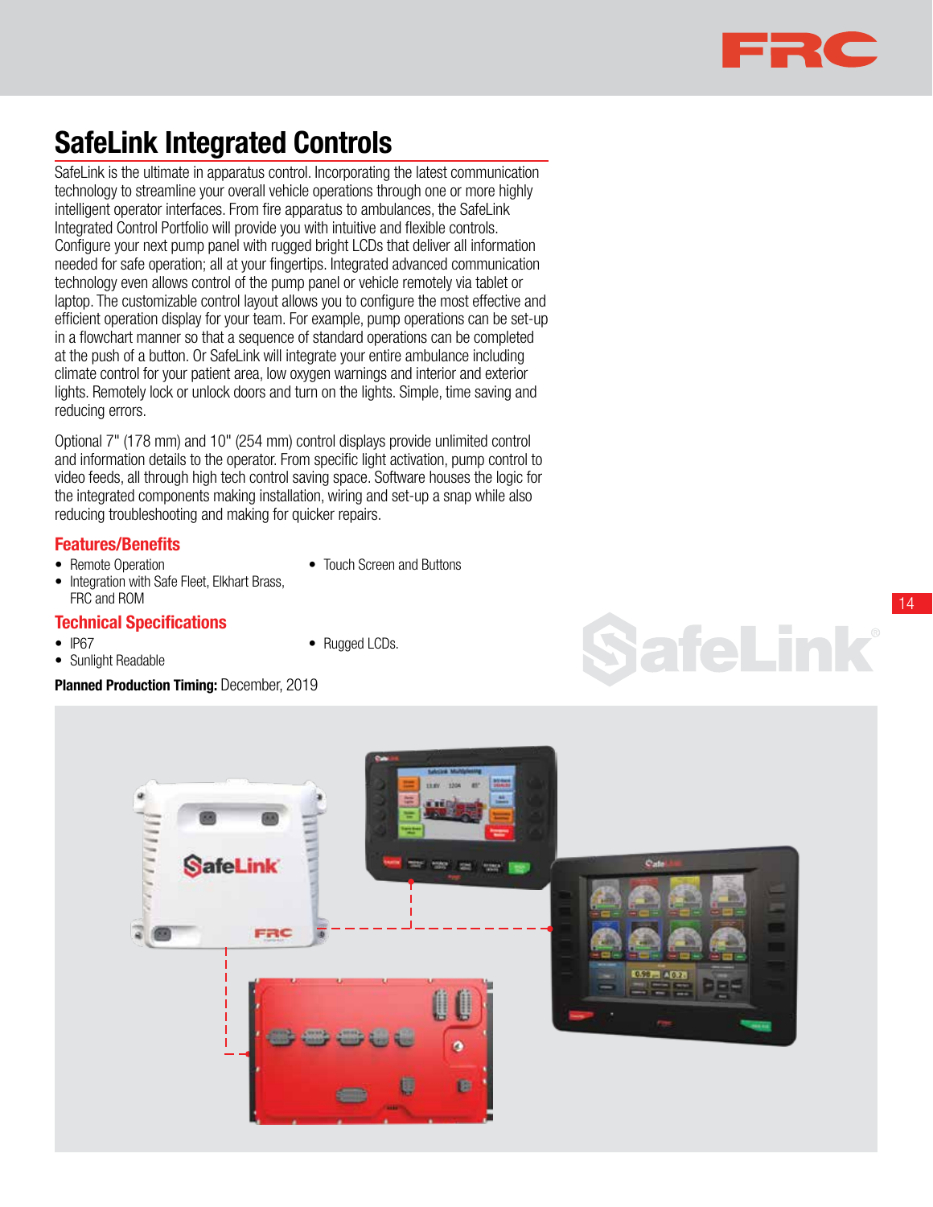# SafeLink Integrated Controls

SafeLink is the ultimate in apparatus control. Incorporating the latest communication technology to streamline your overall vehicle operations through one or more highly intelligent operator interfaces. From fire apparatus to ambulances, the SafeLink Integrated Control Portfolio will provide you with intuitive and flexible controls. Configure your next pump panel with rugged bright LCDs that deliver all information needed for safe operation; all at your fingertips. Integrated advanced communication technology even allows control of the pump panel or vehicle remotely via tablet or laptop. The customizable control layout allows you to configure the most effective and efficient operation display for your team. For example, pump operations can be set-up in a flowchart manner so that a sequence of standard operations can be completed at the push of a button. Or SafeLink will integrate your entire ambulance including climate control for your patient area, low oxygen warnings and interior and exterior lights. Remotely lock or unlock doors and turn on the lights. Simple, time saving and reducing errors.

Optional 7" (178 mm) and 10" (254 mm) control displays provide unlimited control and information details to the operator. From specific light activation, pump control to video feeds, all through high tech control saving space. Software houses the logic for the integrated components making installation, wiring and set-up a snap while also reducing troubleshooting and making for quicker repairs.

## Features/Benefits

- Remote Operation
- Integration with Safe Fleet, Elkhart Brass, FRC and ROM
- Touch Screen and Buttons

## Technical Specifications

- IP67
- Sunlight Readable
- Rugged LCDs.

**Planned Production Timing:** December, 2019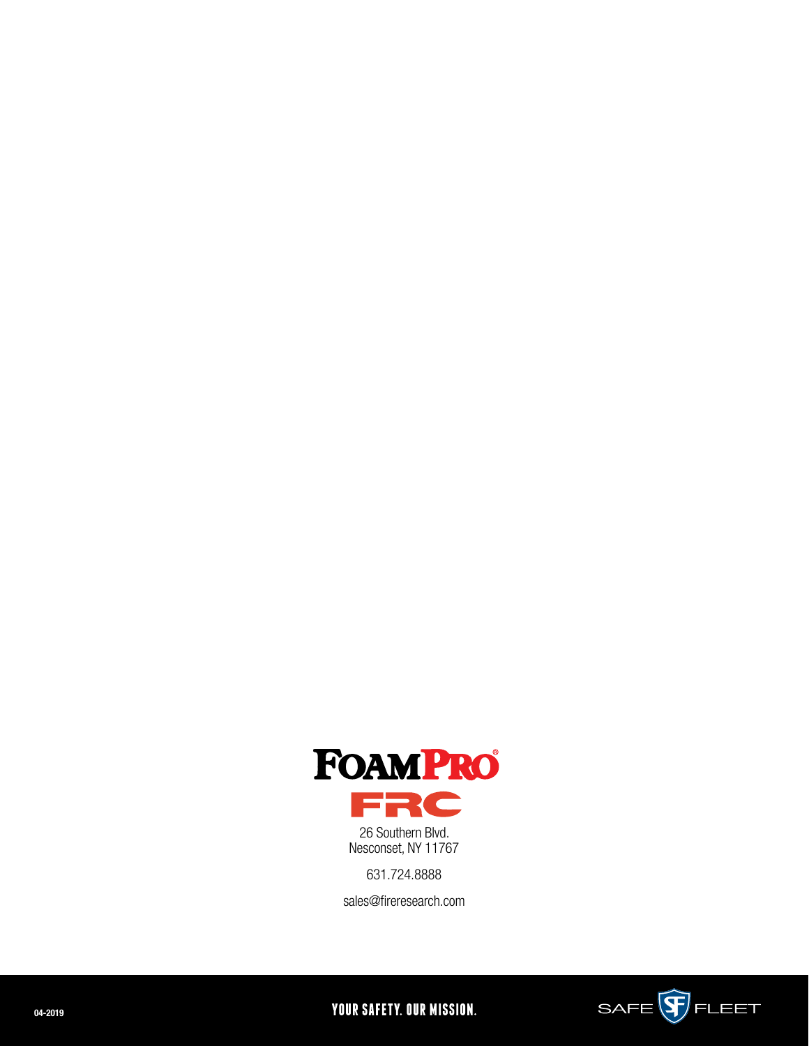FOAMPRO®

FRC

26 Southern Blvd.
Nesconset, NY 11767

631.724.8888

sales@fireresearch.com

04-2019

YOUR SAFETY. OUR MISSION.

SAFE FLEET